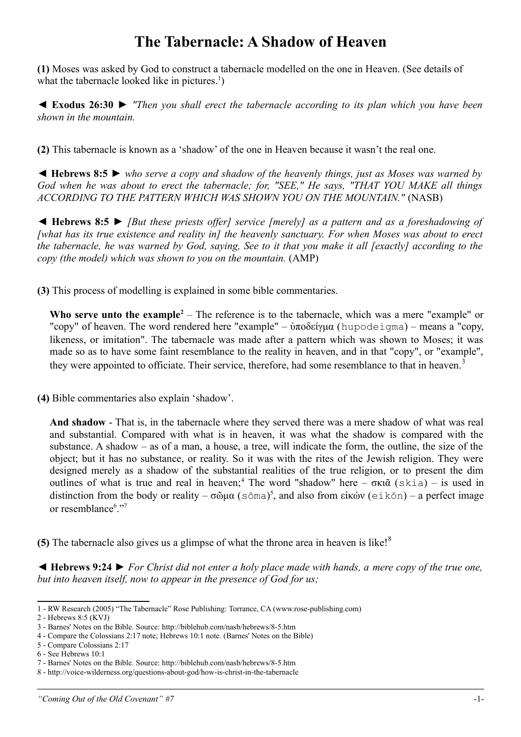# The Tabernacle: A Shadow of Heaven

**(1)** Moses was asked by God to construct a tabernacle modelled on the one in Heaven. (See details of what the tabernacle looked like in pictures.[1])

◄ **Exodus 26:30** ► *"Then you shall erect the tabernacle according to its plan which you have been shown in the mountain.*

**(2)** This tabernacle is known as a 'shadow' of the one in Heaven because it wasn't the real one.

◄ **Hebrews 8:5** ► *who serve a copy and shadow of the heavenly things, just as Moses was warned by God when he was about to erect the tabernacle; for, "SEE," He says, "THAT YOU MAKE all things ACCORDING TO THE PATTERN WHICH WAS SHOWN YOU ON THE MOUNTAIN."* (NASB)

◄ **Hebrews 8:5** ► *[But these priests offer] service [merely] as a pattern and as a foreshadowing of [what has its true existence and reality in] the heavenly sanctuary. For when Moses was about to erect the tabernacle, he was warned by God, saying, See to it that you make it all [exactly] according to the copy (the model) which was shown to you on the mountain.* (AMP)

**(3)** This process of modelling is explained in some bible commentaries.

> **Who serve unto the example**[2] – The reference is to the tabernacle, which was a mere "example" or "copy" of heaven. The word rendered here "example" – ὑποδείγμα (hupodeigma) – means a "copy, likeness, or imitation". The tabernacle was made after a pattern which was shown to Moses; it was made so as to have some faint resemblance to the reality in heaven, and in that "copy", or "example", they were appointed to officiate. Their service, therefore, had some resemblance to that in heaven.[3]

**(4)** Bible commentaries also explain 'shadow'.

> **And shadow** - That is, in the tabernacle where they served there was a mere shadow of what was real and substantial. Compared with what is in heaven, it was what the shadow is compared with the substance. A shadow – as of a man, a house, a tree, will indicate the form, the outline, the size of the object; but it has no substance, or reality. So it was with the rites of the Jewish religion. They were designed merely as a shadow of the substantial realities of the true religion, or to present the dim outlines of what is true and real in heaven;[4] The word "shadow" here – σκιᾶ (skia) – is used in distinction from the body or reality – σῶμα (sōma)[5], and also from εἰκών (eikōn) – a perfect image or resemblance[6]."[7]

**(5)** The tabernacle also gives us a glimpse of what the throne area in heaven is like![8]

◄ **Hebrews 9:24** ► *For Christ did not enter a holy place made with hands, a mere copy of the true one, but into heaven itself, now to appear in the presence of God for us;*

---

1 - RW Research (2005) "The Tabernacle" Rose Publishing: Torrance, CA (www.rose-publishing.com)

2 - Hebrews 8:5 (KVJ)

3 - Barnes' Notes on the Bible. Source: http://biblehub.com/nasb/hebrews/8-5.htm

4 - Compare the Colossians 2:17 note; Hebrews 10:1 note. (Barnes' Notes on the Bible)

5 - Compare Colossians 2:17

6 - See Hebrews 10:1

7 - Barnes' Notes on the Bible. Source: http://biblehub.com/nasb/hebrews/8-5.htm

8 - http://voice-wilderness.org/questions-about-god/how-is-christ-in-the-tabernacle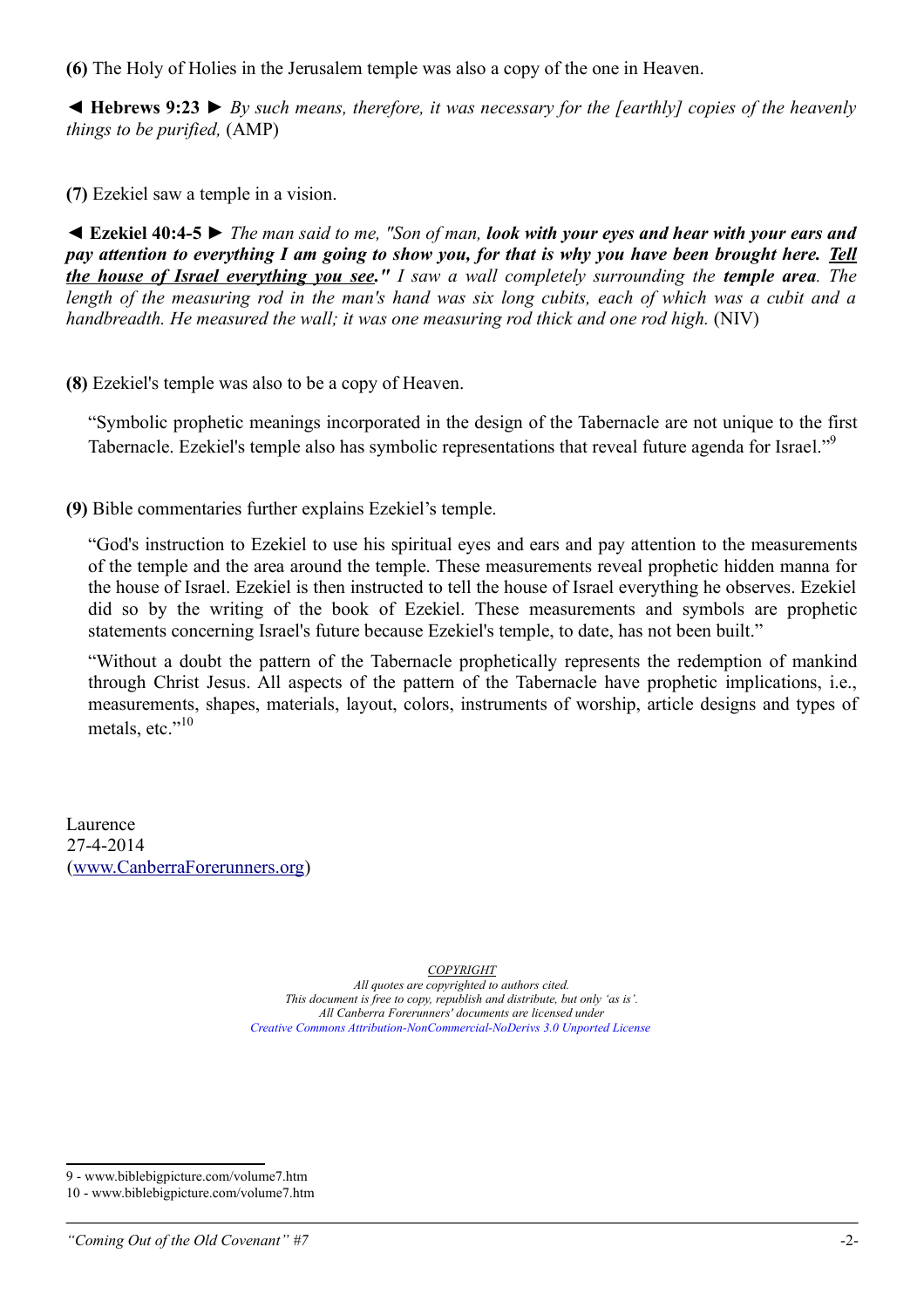**(6)** The Holy of Holies in the Jerusalem temple was also a copy of the one in Heaven.

◄ **Hebrews 9:23** ► *By such means, therefore, it was necessary for the [earthly] copies of the heavenly things to be purified,* (AMP)

**(7)** Ezekiel saw a temple in a vision.

◄ **Ezekiel 40:4-5** ► *The man said to me, "Son of man,* ***look with your eyes and hear with your ears and pay attention to everything I am going to show you, for that is why you have been brought here. <u>Tell the house of Israel everything you see</u>."*** *I saw a wall completely surrounding the* ***temple area****. The length of the measuring rod in the man's hand was six long cubits, each of which was a cubit and a handbreadth. He measured the wall; it was one measuring rod thick and one rod high.* (NIV)

**(8)** Ezekiel's temple was also to be a copy of Heaven.

> "Symbolic prophetic meanings incorporated in the design of the Tabernacle are not unique to the first Tabernacle. Ezekiel's temple also has symbolic representations that reveal future agenda for Israel."[9]

**(9)** Bible commentaries further explains Ezekiel's temple.

> "God's instruction to Ezekiel to use his spiritual eyes and ears and pay attention to the measurements of the temple and the area around the temple. These measurements reveal prophetic hidden manna for the house of Israel. Ezekiel is then instructed to tell the house of Israel everything he observes. Ezekiel did so by the writing of the book of Ezekiel. These measurements and symbols are prophetic statements concerning Israel's future because Ezekiel's temple, to date, has not been built."
>
> "Without a doubt the pattern of the Tabernacle prophetically represents the redemption of mankind through Christ Jesus. All aspects of the pattern of the Tabernacle have prophetic implications, i.e., measurements, shapes, materials, layout, colors, instruments of worship, article designs and types of metals, etc."[10]

Laurence
27-4-2014
(www.CanberraForerunners.org)

*<u>COPYRIGHT</u>*
*All quotes are copyrighted to authors cited.*
*This document is free to copy, republish and distribute, but only 'as is'.*
*All Canberra Forerunners' documents are licensed under*
*Creative Commons Attribution-NonCommercial-NoDerivs 3.0 Unported License*

9 - www.biblebigpicture.com/volume7.htm
10 - www.biblebigpicture.com/volume7.htm